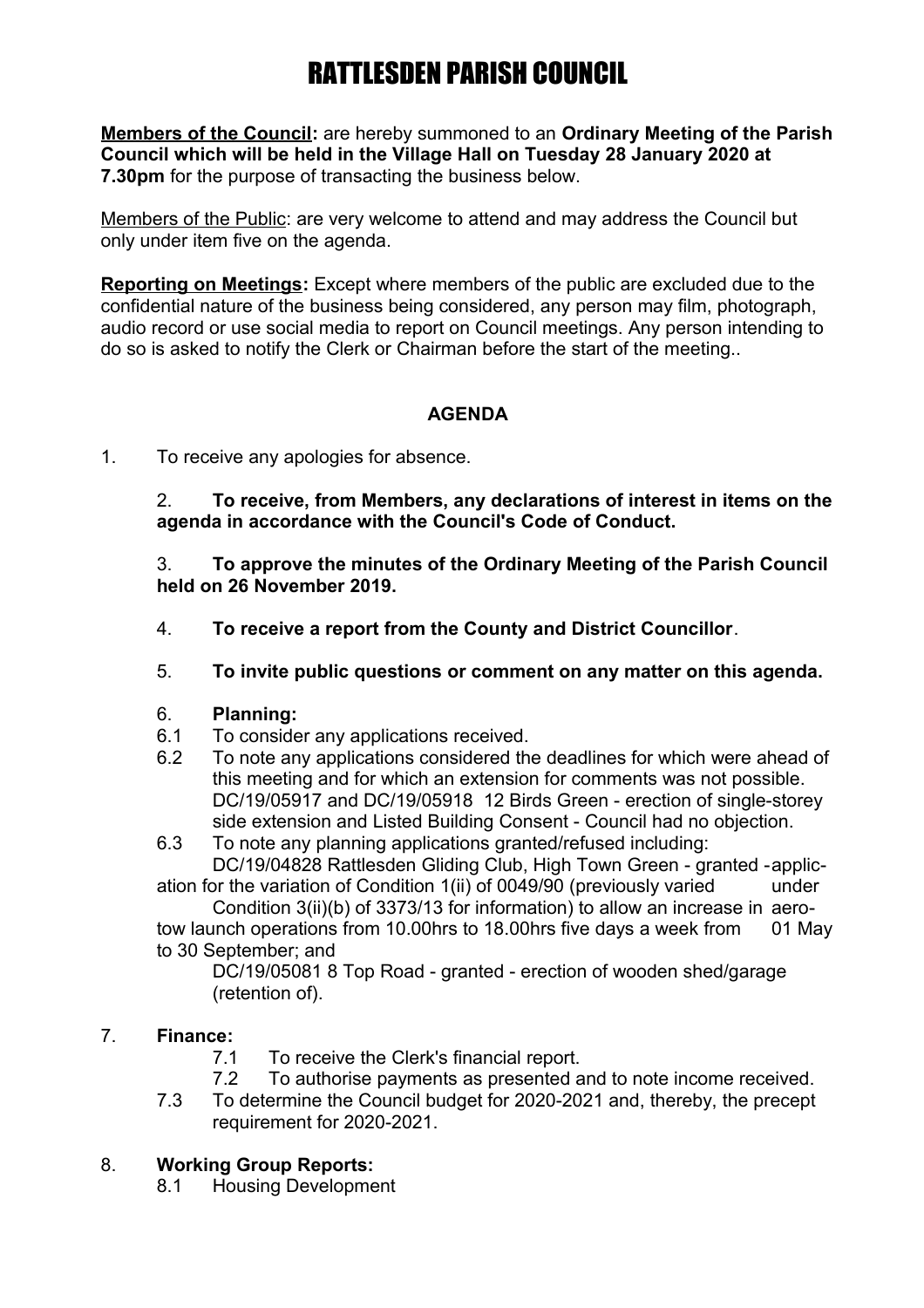# RATTLESDEN PARISH COUNCIL

**Members of the Council:** are hereby summoned to an **Ordinary Meeting of the Parish Council which will be held in the Village Hall on Tuesday 28 January 2020 at 7.30pm** for the purpose of transacting the business below.

Members of the Public: are very welcome to attend and may address the Council but only under item five on the agenda.

**Reporting on Meetings:** Except where members of the public are excluded due to the confidential nature of the business being considered, any person may film, photograph, audio record or use social media to report on Council meetings. Any person intending to do so is asked to notify the Clerk or Chairman before the start of the meeting..

**AGENDA**

1. To receive any apologies for absence.

2. **To receive, from Members, any declarations of interest in items on the agenda in accordance with the Council's Code of Conduct.**

3. **To approve the minutes of the Ordinary Meeting of the Parish Council held on 26 November 2019.**

4. **To receive a report from the County and District Councillor**.

5. **To invite public questions or comment on any matter on this agenda.**

6. **Planning:**

6.1 To consider any applications received.

6.2 To note any applications considered the deadlines for which were ahead of this meeting and for which an extension for comments was not possible. DC/19/05917 and DC/19/05918 12 Birds Green - erection of single-storey side extension and Listed Building Consent - Council had no objection.

6.3 To note any planning applications granted/refused including:
DC/19/04828 Rattlesden Gliding Club, High Town Green - granted - application for the variation of Condition 1(ii) of 0049/90 (previously varied under Condition 3(ii)(b) of 3373/13 for information) to allow an increase in aero-tow launch operations from 10.00hrs to 18.00hrs five days a week from 01 May to 30 September; and
DC/19/05081 8 Top Road - granted - erection of wooden shed/garage (retention of).

7. **Finance:**

7.1 To receive the Clerk's financial report.

7.2 To authorise payments as presented and to note income received.

7.3 To determine the Council budget for 2020-2021 and, thereby, the precept requirement for 2020-2021.

8. **Working Group Reports:**

8.1 Housing Development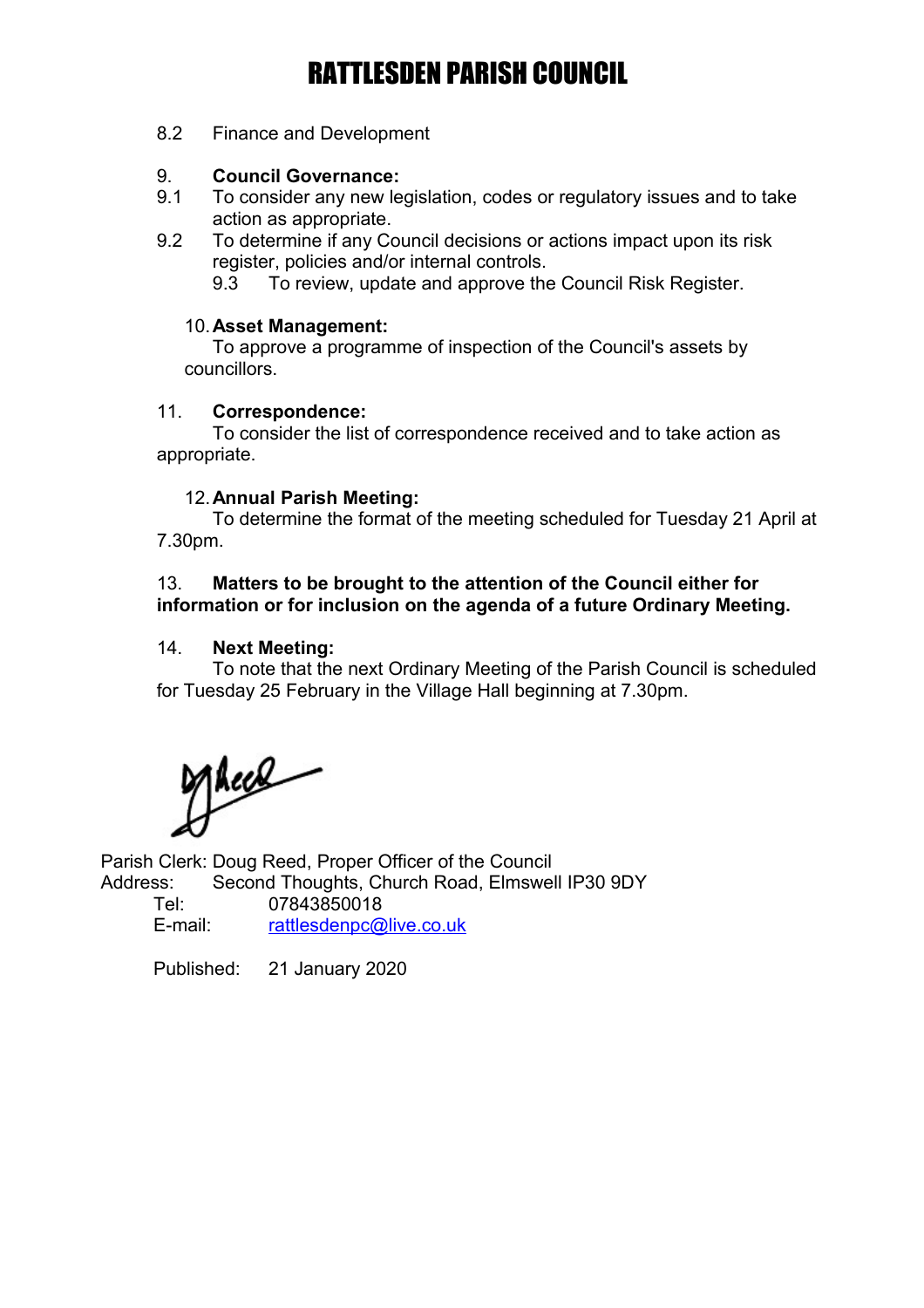# RATTLESDEN PARISH COUNCIL

8.2 Finance and Development

9. **Council Governance:**

9.1 To consider any new legislation, codes or regulatory issues and to take action as appropriate.

9.2 To determine if any Council decisions or actions impact upon its risk register, policies and/or internal controls.

9.3 To review, update and approve the Council Risk Register.

10. **Asset Management:**

To approve a programme of inspection of the Council's assets by councillors.

11. **Correspondence:**

To consider the list of correspondence received and to take action as appropriate.

12. **Annual Parish Meeting:**

To determine the format of the meeting scheduled for Tuesday 21 April at 7.30pm.

13. **Matters to be brought to the attention of the Council either for information or for inclusion on the agenda of a future Ordinary Meeting.**

14. **Next Meeting:**

To note that the next Ordinary Meeting of the Parish Council is scheduled for Tuesday 25 February in the Village Hall beginning at 7.30pm.

Parish Clerk: Doug Reed, Proper Officer of the Council
Address: Second Thoughts, Church Road, Elmswell IP30 9DY
Tel: 07843850018
E-mail: rattlesdenpc@live.co.uk

Published: 21 January 2020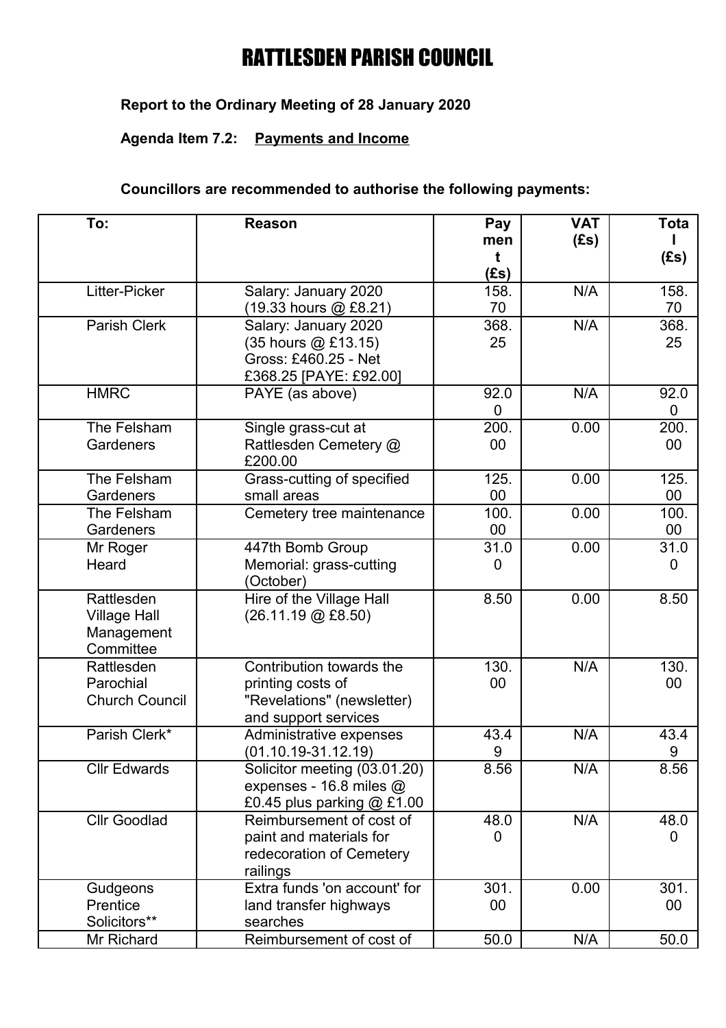# RATTLESDEN PARISH COUNCIL

**Report to the Ordinary Meeting of 28 January 2020**

**Agenda Item 7.2: Payments and Income**

**Councillors are recommended to authorise the following payments:**

| To: | Reason | Payment (£s) | VAT (£s) | Total (£s) |
|---|---|---|---|---|
| Litter-Picker | Salary: January 2020 (19.33 hours @ £8.21) | 158.70 | N/A | 158.70 |
| Parish Clerk | Salary: January 2020 (35 hours @ £13.15) Gross: £460.25 - Net £368.25 [PAYE: £92.00] | 368.25 | N/A | 368.25 |
| HMRC | PAYE (as above) | 92.00 | N/A | 92.00 |
| The Felsham Gardeners | Single grass-cut at Rattlesden Cemetery @ £200.00 | 200.00 | 0.00 | 200.00 |
| The Felsham Gardeners | Grass-cutting of specified small areas | 125.00 | 0.00 | 125.00 |
| The Felsham Gardeners | Cemetery tree maintenance | 100.00 | 0.00 | 100.00 |
| Mr Roger Heard | 447th Bomb Group Memorial: grass-cutting (October) | 31.00 | 0.00 | 31.00 |
| Rattlesden Village Hall Management Committee | Hire of the Village Hall (26.11.19 @ £8.50) | 8.50 | 0.00 | 8.50 |
| Rattlesden Parochial Church Council | Contribution towards the printing costs of "Revelations" (newsletter) and support services | 130.00 | N/A | 130.00 |
| Parish Clerk* | Administrative expenses (01.10.19-31.12.19) | 43.49 | N/A | 43.49 |
| Cllr Edwards | Solicitor meeting (03.01.20) expenses - 16.8 miles @ £0.45 plus parking @ £1.00 | 8.56 | N/A | 8.56 |
| Cllr Goodlad | Reimbursement of cost of paint and materials for redecoration of Cemetery railings | 48.00 | N/A | 48.00 |
| Gudgeons Prentice Solicitors** | Extra funds 'on account' for land transfer highways searches | 301.00 | 0.00 | 301.00 |
| Mr Richard | Reimbursement of cost of | 50.0 | N/A | 50.0 |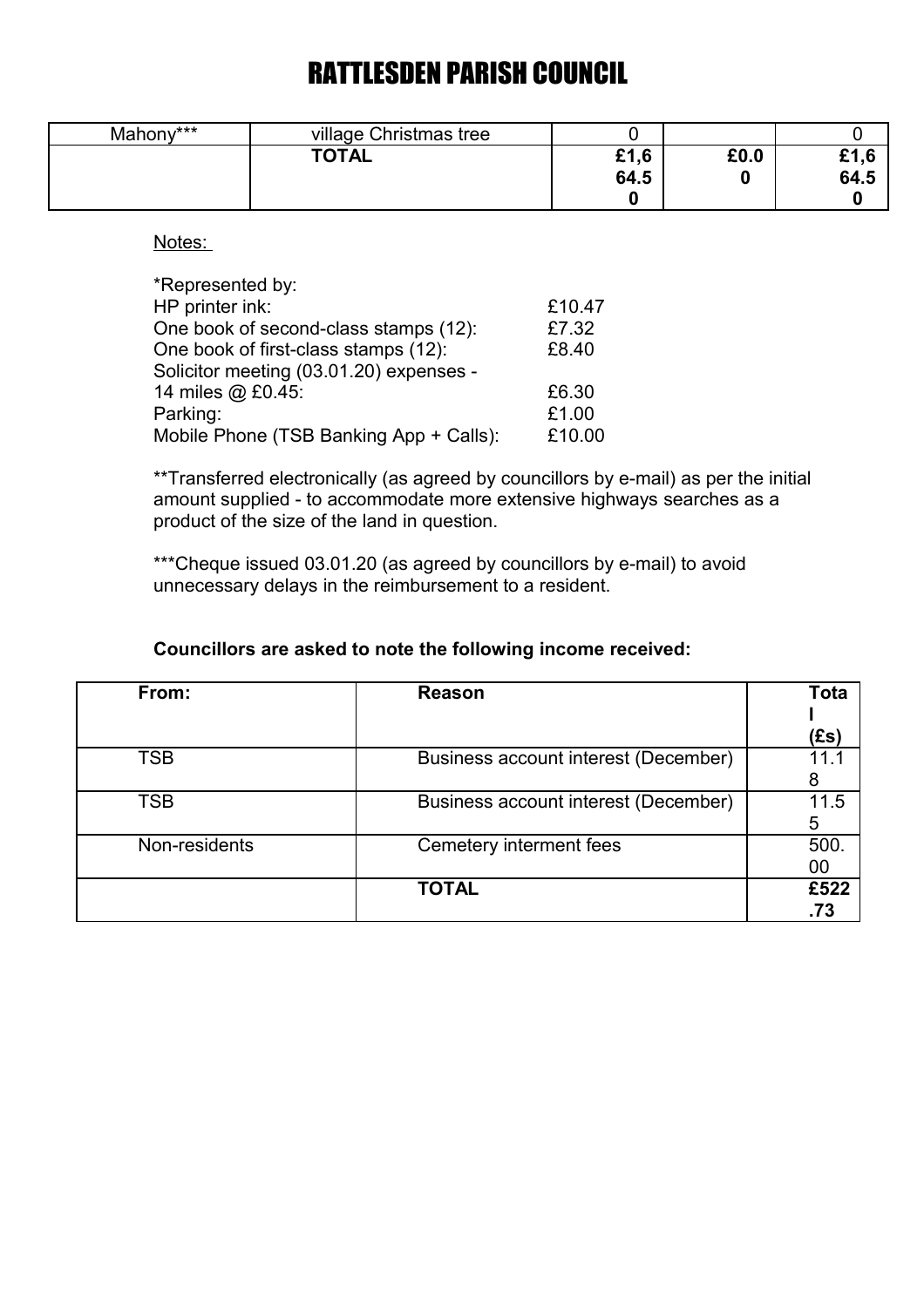# RATTLESDEN PARISH COUNCIL

| | | | | |
|---|---|---|---|---|
| Mahony*** | village Christmas tree | 0 | | 0 |
| | **TOTAL** | **£1,664.50** | **£0.00** | **£1,664.50** |

Notes:

*Represented by:

| | |
|---|---|
| HP printer ink: | £10.47 |
| One book of second-class stamps (12): | £7.32 |
| One book of first-class stamps (12): | £8.40 |
| Solicitor meeting (03.01.20) expenses - 14 miles @ £0.45: | £6.30 |
| Parking: | £1.00 |
| Mobile Phone (TSB Banking App + Calls): | £10.00 |

**Transferred electronically (as agreed by councillors by e-mail) as per the initial amount supplied - to accommodate more extensive highways searches as a product of the size of the land in question.

***Cheque issued 03.01.20 (as agreed by councillors by e-mail) to avoid unnecessary delays in the reimbursement to a resident.

**Councillors are asked to note the following income received:**

| From: | Reason | Total (£s) |
|---|---|---|
| TSB | Business account interest (December) | 11.18 |
| TSB | Business account interest (December) | 11.55 |
| Non-residents | Cemetery interment fees | 500.00 |
| | **TOTAL** | **£522.73** |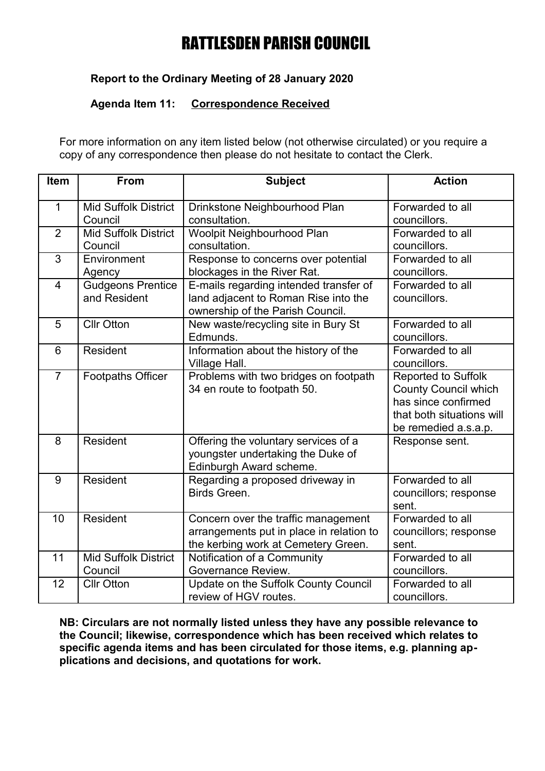# RATTLESDEN PARISH COUNCIL

**Report to the Ordinary Meeting of 28 January 2020**

**Agenda Item 11: Correspondence Received**

For more information on any item listed below (not otherwise circulated) or you require a copy of any correspondence then please do not hesitate to contact the Clerk.

| Item | From | Subject | Action |
|---|---|---|---|
| 1 | Mid Suffolk District Council | Drinkstone Neighbourhood Plan consultation. | Forwarded to all councillors. |
| 2 | Mid Suffolk District Council | Woolpit Neighbourhood Plan consultation. | Forwarded to all councillors. |
| 3 | Environment Agency | Response to concerns over potential blockages in the River Rat. | Forwarded to all councillors. |
| 4 | Gudgeons Prentice and Resident | E-mails regarding intended transfer of land adjacent to Roman Rise into the ownership of the Parish Council. | Forwarded to all councillors. |
| 5 | Cllr Otton | New waste/recycling site in Bury St Edmunds. | Forwarded to all councillors. |
| 6 | Resident | Information about the history of the Village Hall. | Forwarded to all councillors. |
| 7 | Footpaths Officer | Problems with two bridges on footpath 34 en route to footpath 50. | Reported to Suffolk County Council which has since confirmed that both situations will be remedied a.s.a.p. |
| 8 | Resident | Offering the voluntary services of a youngster undertaking the Duke of Edinburgh Award scheme. | Response sent. |
| 9 | Resident | Regarding a proposed driveway in Birds Green. | Forwarded to all councillors; response sent. |
| 10 | Resident | Concern over the traffic management arrangements put in place in relation to the kerbing work at Cemetery Green. | Forwarded to all councillors; response sent. |
| 11 | Mid Suffolk District Council | Notification of a Community Governance Review. | Forwarded to all councillors. |
| 12 | Cllr Otton | Update on the Suffolk County Council review of HGV routes. | Forwarded to all councillors. |

**NB: Circulars are not normally listed unless they have any possible relevance to the Council; likewise, correspondence which has been received which relates to specific agenda items and has been circulated for those items, e.g. planning applications and decisions, and quotations for work.**